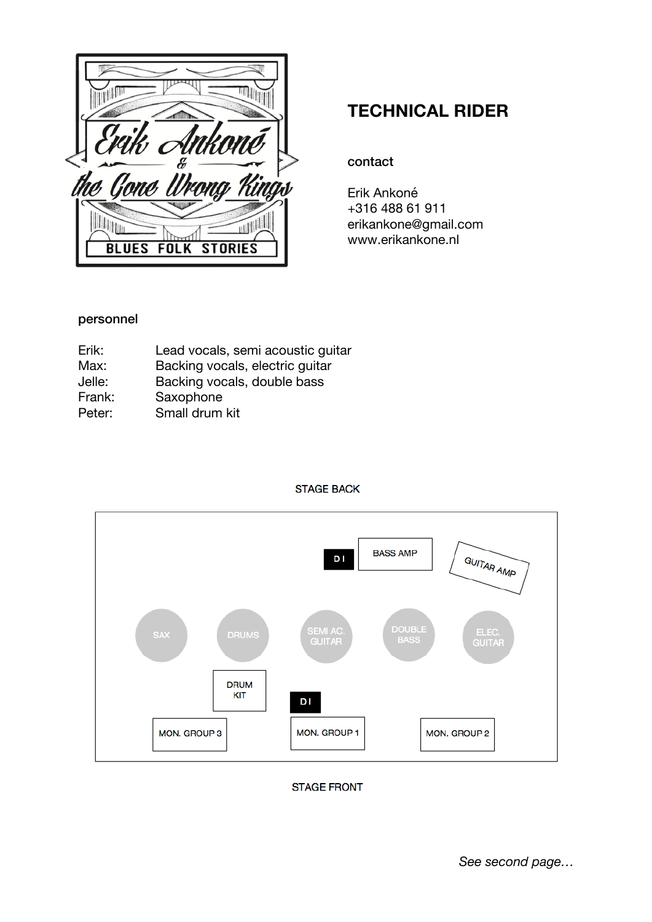Erik Ankoné & the Gone Wrong Kings

BLUES FOLK STORIES

# TECHNICAL RIDER

## contact

Erik Ankoné
+316 488 61 911
erikankone@gmail.com
www.erikankone.nl

## personnel

| | |
|---|---|
| Erik: | Lead vocals, semi acoustic guitar |
| Max: | Backing vocals, electric guitar |
| Jelle: | Backing vocals, double bass |
| Frank: | Saxophone |
| Peter: | Small drum kit |

STAGE BACK

DI | BASS AMP | GUITAR AMP

SAX | DRUMS | SEMI AC. GUITAR | DOUBLE BASS | ELEC. GUITAR

DRUM KIT | DI

MON. GROUP 3 | MON. GROUP 1 | MON. GROUP 2

STAGE FRONT

*See second page…*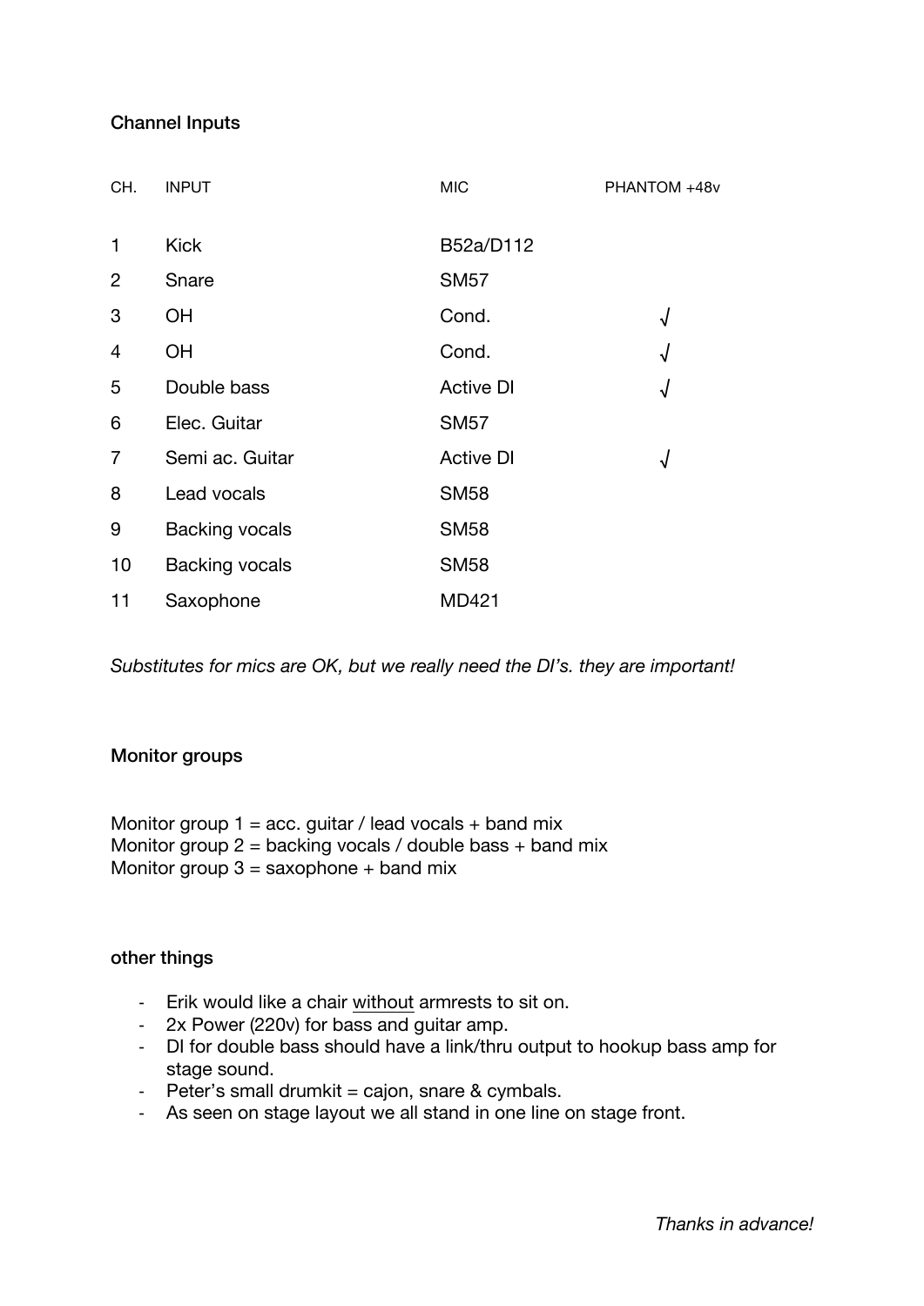## Channel Inputs

| CH. | INPUT | MIC | PHANTOM +48v |
|---|---|---|---|
| 1 | Kick | B52a/D112 | |
| 2 | Snare | SM57 | |
| 3 | OH | Cond. | √ |
| 4 | OH | Cond. | √ |
| 5 | Double bass | Active DI | √ |
| 6 | Elec. Guitar | SM57 | |
| 7 | Semi ac. Guitar | Active DI | √ |
| 8 | Lead vocals | SM58 | |
| 9 | Backing vocals | SM58 | |
| 10 | Backing vocals | SM58 | |
| 11 | Saxophone | MD421 | |

*Substitutes for mics are OK, but we really need the DI's. they are important!*

## Monitor groups

Monitor group 1 = acc. guitar / lead vocals + band mix
Monitor group 2 = backing vocals / double bass + band mix
Monitor group 3 = saxophone + band mix

## other things

- Erik would like a chair <u>without</u> armrests to sit on.
- 2x Power (220v) for bass and guitar amp.
- DI for double bass should have a link/thru output to hookup bass amp for stage sound.
- Peter's small drumkit = cajon, snare & cymbals.
- As seen on stage layout we all stand in one line on stage front.

*Thanks in advance!*